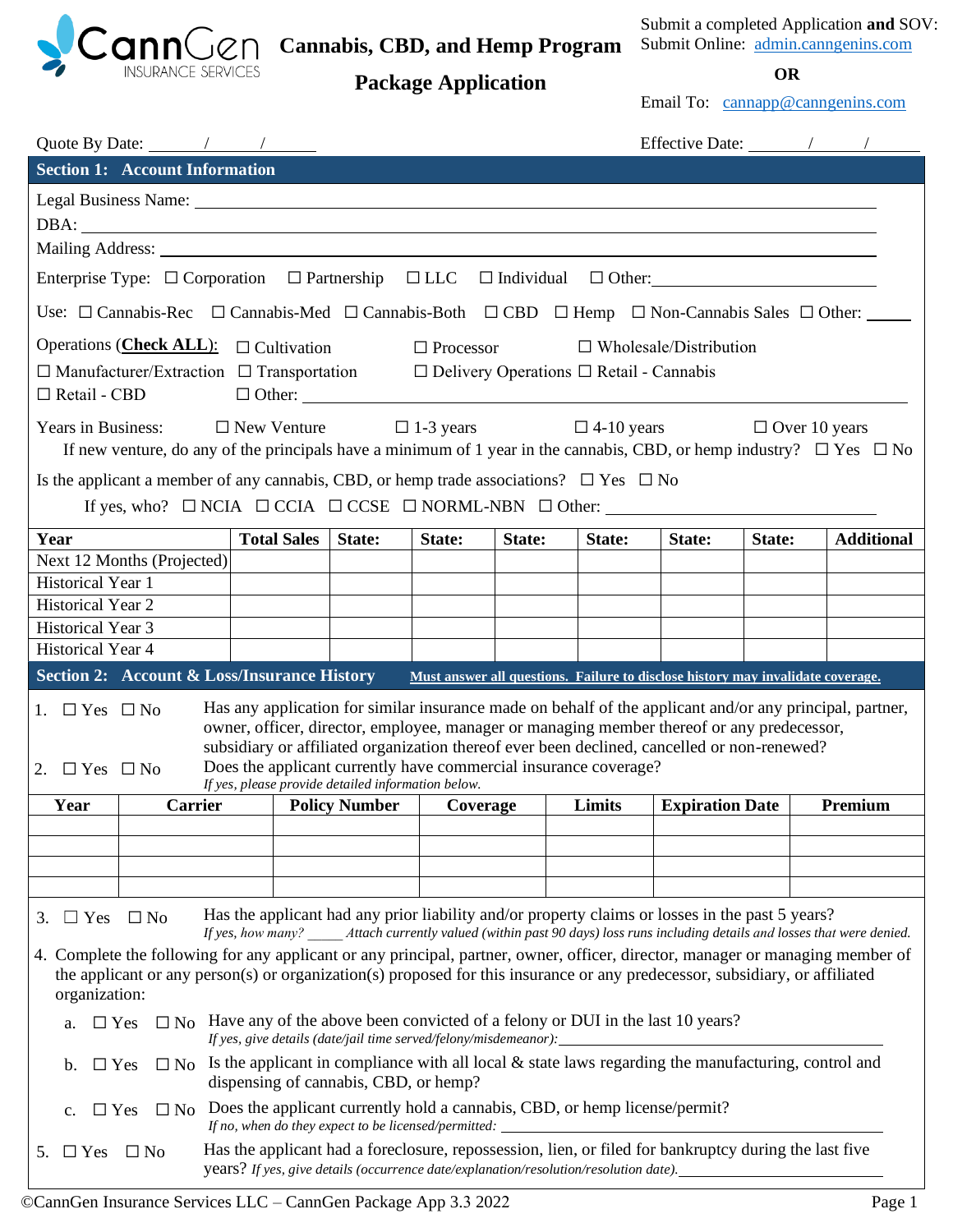CannGen INSURANCE SERVICES

# Cannabis, CBD, and Hemp Program

## Package Application

Submit a completed Application **and** SOV:
Submit Online: admin.canngenins.com

**OR**

Email To: cannapp@canngenins.com

Quote By Date: ______/______/______ Effective Date: ______/______/______

## Section 1: Account Information

Legal Business Name: ____________________________________________

DBA: ____________________________________________

Mailing Address: ____________________________________________

Enterprise Type: ☐ Corporation ☐ Partnership ☐ LLC ☐ Individual ☐ Other: ______________

Use: ☐ Cannabis-Rec ☐ Cannabis-Med ☐ Cannabis-Both ☐ CBD ☐ Hemp ☐ Non-Cannabis Sales ☐ Other: ______

Operations (**Check ALL**): ☐ Cultivation ☐ Processor ☐ Wholesale/Distribution ☐ Manufacturer/Extraction ☐ Transportation ☐ Delivery Operations ☐ Retail - Cannabis ☐ Retail - CBD ☐ Other: ______________

Years in Business: ☐ New Venture ☐ 1-3 years ☐ 4-10 years ☐ Over 10 years

If new venture, do any of the principals have a minimum of 1 year in the cannabis, CBD, or hemp industry? ☐ Yes ☐ No

Is the applicant a member of any cannabis, CBD, or hemp trade associations? ☐ Yes ☐ No

If yes, who? ☐ NCIA ☐ CCIA ☐ CCSE ☐ NORML-NBN ☐ Other: ______________

| Year | Total Sales | State: | State: | State: | State: | State: | State: | Additional |
|---|---|---|---|---|---|---|---|---|
| Next 12 Months (Projected) | | | | | | | | |
| Historical Year 1 | | | | | | | | |
| Historical Year 2 | | | | | | | | |
| Historical Year 3 | | | | | | | | |
| Historical Year 4 | | | | | | | | |

## Section 2: Account & Loss/Insurance History

**Must answer all questions. Failure to disclose history may invalidate coverage.**

1. ☐ Yes ☐ No Has any application for similar insurance made on behalf of the applicant and/or any principal, partner, owner, officer, director, employee, manager or managing member thereof or any predecessor, subsidiary or affiliated organization thereof ever been declined, cancelled or non-renewed?
2. ☐ Yes ☐ No Does the applicant currently have commercial insurance coverage?
*If yes, please provide detailed information below.*

| Year | Carrier | Policy Number | Coverage | Limits | Expiration Date | Premium |
|---|---|---|---|---|---|---|
| | | | | | | |
| | | | | | | |
| | | | | | | |
| | | | | | | |

3. ☐ Yes ☐ No Has the applicant had any prior liability and/or property claims or losses in the past 5 years?
*If yes, how many? _____ Attach currently valued (within past 90 days) loss runs including details and losses that were denied.*
4. Complete the following for any applicant or any principal, partner, owner, officer, director, manager or managing member of the applicant or any person(s) or organization(s) proposed for this insurance or any predecessor, subsidiary, or affiliated organization:
   a. ☐ Yes ☐ No Have any of the above been convicted of a felony or DUI in the last 10 years?
   *If yes, give details (date/jail time served/felony/misdemeanor):* ______________
   b. ☐ Yes ☐ No Is the applicant in compliance with all local & state laws regarding the manufacturing, control and dispensing of cannabis, CBD, or hemp?
   c. ☐ Yes ☐ No Does the applicant currently hold a cannabis, CBD, or hemp license/permit?
   *If no, when do they expect to be licensed/permitted:* ______________
5. ☐ Yes ☐ No Has the applicant had a foreclosure, repossession, lien, or filed for bankruptcy during the last five years? *If yes, give details (occurrence date/explanation/resolution/resolution date).* ______________

©CannGen Insurance Services LLC – CannGen Package App 3.3 2022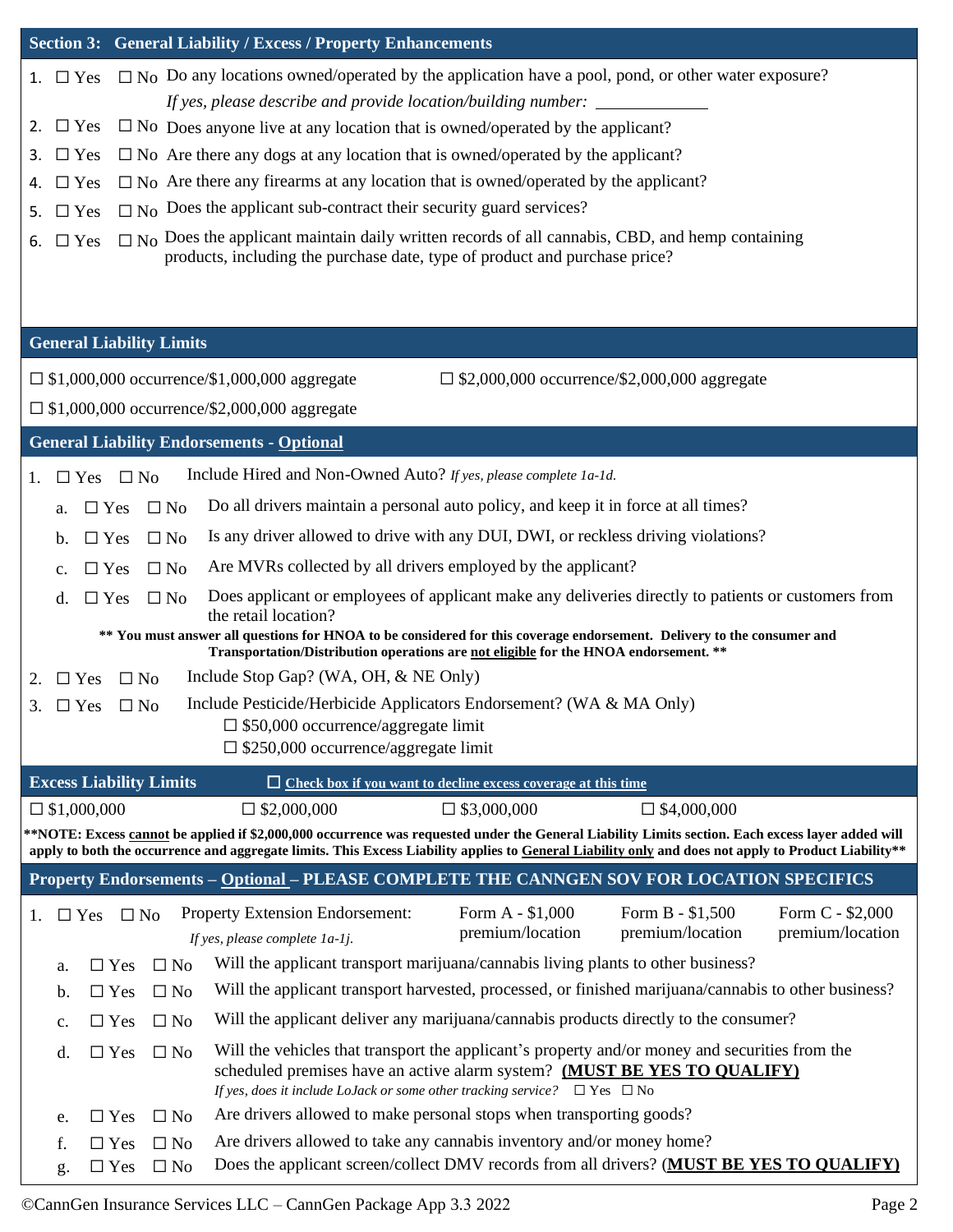## Section 3: General Liability / Excess / Property Enhancements

1. ☐ Yes ☐ No Do any locations owned/operated by the application have a pool, pond, or other water exposure?
   *If yes, please describe and provide location/building number:* ____________
2. ☐ Yes ☐ No Does anyone live at any location that is owned/operated by the applicant?
3. ☐ Yes ☐ No Are there any dogs at any location that is owned/operated by the applicant?
4. ☐ Yes ☐ No Are there any firearms at any location that is owned/operated by the applicant?
5. ☐ Yes ☐ No Does the applicant sub-contract their security guard services?
6. ☐ Yes ☐ No Does the applicant maintain daily written records of all cannabis, CBD, and hemp containing products, including the purchase date, type of product and purchase price?

## General Liability Limits

☐ $1,000,000 occurrence/$1,000,000 aggregate

☐ $2,000,000 occurrence/$2,000,000 aggregate

☐ $1,000,000 occurrence/$2,000,000 aggregate

## General Liability Endorsements - Optional

1. ☐ Yes ☐ No Include Hired and Non-Owned Auto? *If yes, please complete 1a-1d.*
   a. ☐ Yes ☐ No Do all drivers maintain a personal auto policy, and keep it in force at all times?
   b. ☐ Yes ☐ No Is any driver allowed to drive with any DUI, DWI, or reckless driving violations?
   c. ☐ Yes ☐ No Are MVRs collected by all drivers employed by the applicant?
   d. ☐ Yes ☐ No Does applicant or employees of applicant make any deliveries directly to patients or customers from the retail location?

**\*\* You must answer all questions for HNOA to be considered for this coverage endorsement. Delivery to the consumer and Transportation/Distribution operations are not eligible for the HNOA endorsement. \*\***

2. ☐ Yes ☐ No Include Stop Gap? (WA, OH, & NE Only)
3. ☐ Yes ☐ No Include Pesticide/Herbicide Applicators Endorsement? (WA & MA Only)
   ☐ $50,000 occurrence/aggregate limit
   ☐ $250,000 occurrence/aggregate limit

## Excess Liability Limits

☐ **Check box if you want to decline excess coverage at this time**

☐ $1,000,000 ☐ $2,000,000 ☐ $3,000,000 ☐ $4,000,000

**\*\*NOTE: Excess cannot be applied if $2,000,000 occurrence was requested under the General Liability Limits section. Each excess layer added will apply to both the occurrence and aggregate limits. This Excess Liability applies to General Liability only and does not apply to Product Liability\*\***

## Property Endorsements – Optional – PLEASE COMPLETE THE CANNGEN SOV FOR LOCATION SPECIFICS

1. ☐ Yes ☐ No Property Extension Endorsement: Form A - $1,000 premium/location Form B - $1,500 premium/location Form C - $2,000 premium/location
   *If yes, please complete 1a-1j.*
   a. ☐ Yes ☐ No Will the applicant transport marijuana/cannabis living plants to other business?
   b. ☐ Yes ☐ No Will the applicant transport harvested, processed, or finished marijuana/cannabis to other business?
   c. ☐ Yes ☐ No Will the applicant deliver any marijuana/cannabis products directly to the consumer?
   d. ☐ Yes ☐ No Will the vehicles that transport the applicant's property and/or money and securities from the scheduled premises have an active alarm system? **(MUST BE YES TO QUALIFY)**
      *If yes, does it include LoJack or some other tracking service?* ☐ Yes ☐ No
   e. ☐ Yes ☐ No Are drivers allowed to make personal stops when transporting goods?
   f. ☐ Yes ☐ No Are drivers allowed to take any cannabis inventory and/or money home?
   g. ☐ Yes ☐ No Does the applicant screen/collect DMV records from all drivers? (**MUST BE YES TO QUALIFY)**

©CannGen Insurance Services LLC – CannGen Package App 3.3 2022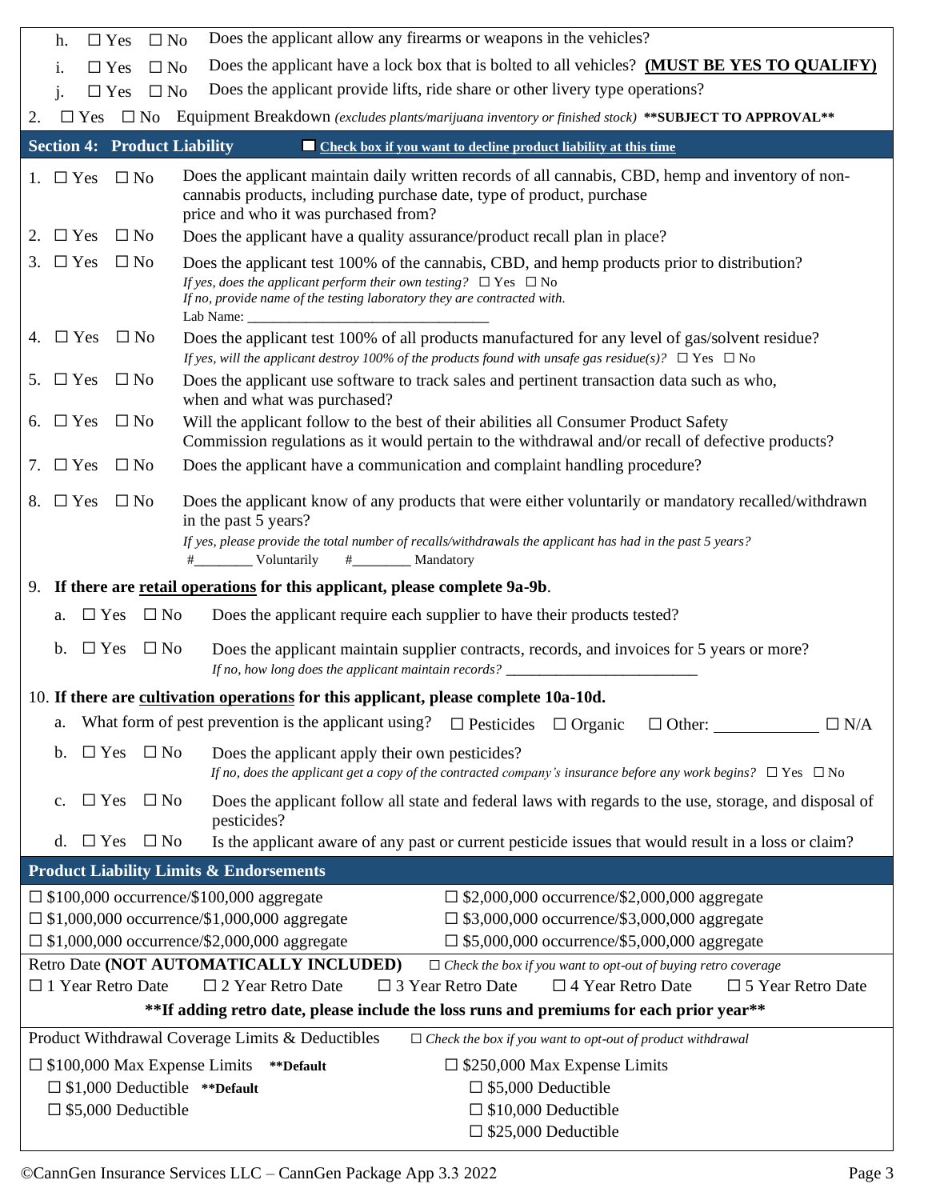h. ☐ Yes ☐ No Does the applicant allow any firearms or weapons in the vehicles?

i. ☐ Yes ☐ No Does the applicant have a lock box that is bolted to all vehicles? **(MUST BE YES TO QUALIFY)**

j. ☐ Yes ☐ No Does the applicant provide lifts, ride share or other livery type operations?

2. ☐ Yes ☐ No Equipment Breakdown *(excludes plants/marijuana inventory or finished stock)* **SUBJECT TO APPROVAL**

## Section 4: Product Liability

☐ **Check box if you want to decline product liability at this time**

1. ☐ Yes ☐ No Does the applicant maintain daily written records of all cannabis, CBD, hemp and inventory of non-cannabis products, including purchase date, type of product, purchase price and who it was purchased from?
2. ☐ Yes ☐ No Does the applicant have a quality assurance/product recall plan in place?
3. ☐ Yes ☐ No Does the applicant test 100% of the cannabis, CBD, and hemp products prior to distribution?
   *If yes, does the applicant perform their own testing?* ☐ Yes ☐ No
   *If no, provide name of the testing laboratory they are contracted with.*
   Lab Name: ________________________________
4. ☐ Yes ☐ No Does the applicant test 100% of all products manufactured for any level of gas/solvent residue?
   *If yes, will the applicant destroy 100% of the products found with unsafe gas residue(s)?* ☐ Yes ☐ No
5. ☐ Yes ☐ No Does the applicant use software to track sales and pertinent transaction data such as who, when and what was purchased?
6. ☐ Yes ☐ No Will the applicant follow to the best of their abilities all Consumer Product Safety Commission regulations as it would pertain to the withdrawal and/or recall of defective products?
7. ☐ Yes ☐ No Does the applicant have a communication and complaint handling procedure?
8. ☐ Yes ☐ No Does the applicant know of any products that were either voluntarily or mandatory recalled/withdrawn in the past 5 years?
   *If yes, please provide the total number of recalls/withdrawals the applicant has had in the past 5 years?*
   #________ Voluntarily #________ Mandatory
9. **If there are retail operations for this applicant, please complete 9a-9b.**
   a. ☐ Yes ☐ No Does the applicant require each supplier to have their products tested?
   b. ☐ Yes ☐ No Does the applicant maintain supplier contracts, records, and invoices for 5 years or more?
   *If no, how long does the applicant maintain records?* ________________________
10. **If there are cultivation operations for this applicant, please complete 10a-10d.**
   a. What form of pest prevention is the applicant using? ☐ Pesticides ☐ Organic ☐ Other: ____________ ☐ N/A
   b. ☐ Yes ☐ No Does the applicant apply their own pesticides?
   *If no, does the applicant get a copy of the contracted company's insurance before any work begins?* ☐ Yes ☐ No
   c. ☐ Yes ☐ No Does the applicant follow all state and federal laws with regards to the use, storage, and disposal of pesticides?
   d. ☐ Yes ☐ No Is the applicant aware of any past or current pesticide issues that would result in a loss or claim?

## Product Liability Limits & Endorsements

☐ $100,000 occurrence/$100,000 aggregate
☐ $1,000,000 occurrence/$1,000,000 aggregate
☐ $1,000,000 occurrence/$2,000,000 aggregate
☐ $2,000,000 occurrence/$2,000,000 aggregate
☐ $3,000,000 occurrence/$3,000,000 aggregate
☐ $5,000,000 occurrence/$5,000,000 aggregate

Retro Date **(NOT AUTOMATICALLY INCLUDED)** ☐ *Check the box if you want to opt-out of buying retro coverage*

☐ 1 Year Retro Date ☐ 2 Year Retro Date ☐ 3 Year Retro Date ☐ 4 Year Retro Date ☐ 5 Year Retro Date

**If adding retro date, please include the loss runs and premiums for each prior year**

Product Withdrawal Coverage Limits & Deductibles ☐ *Check the box if you want to opt-out of product withdrawal*

☐ $100,000 Max Expense Limits **Default
- ☐ $1,000 Deductible **Default
- ☐ $5,000 Deductible

☐ $250,000 Max Expense Limits
- ☐ $5,000 Deductible
- ☐ $10,000 Deductible
- ☐ $25,000 Deductible

©CannGen Insurance Services LLC – CannGen Package App 3.3 2022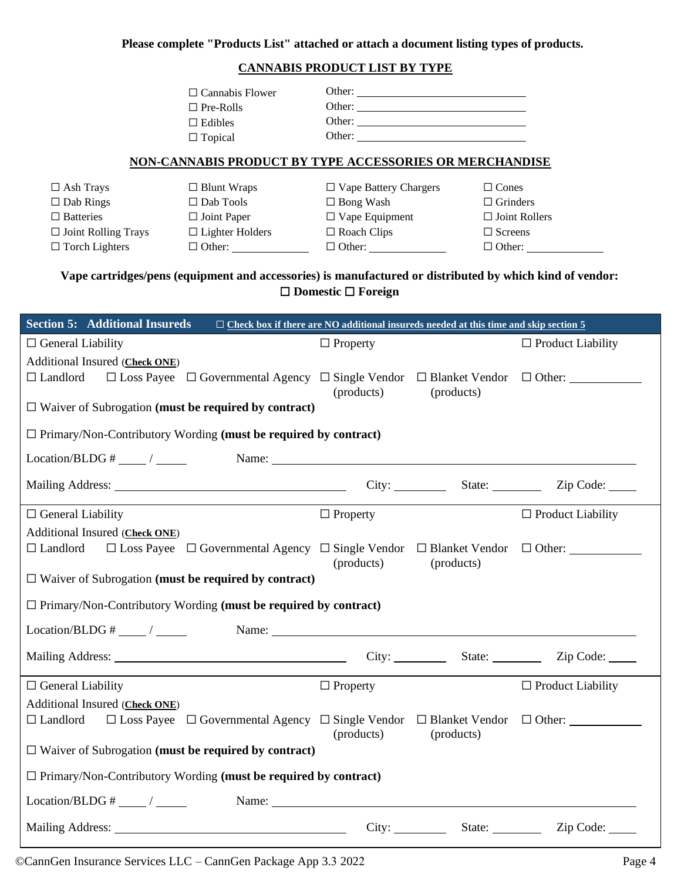**Please complete "Products List" attached or attach a document listing types of products.**

## CANNABIS PRODUCT LIST BY TYPE

| | |
|---|---|
| ☐ Cannabis Flower | Other: ______________________ |
| ☐ Pre-Rolls | Other: ______________________ |
| ☐ Edibles | Other: ______________________ |
| ☐ Topical | Other: ______________________ |

## NON-CANNABIS PRODUCT BY TYPE ACCESSORIES OR MERCHANDISE

| | | | |
|---|---|---|---|
| ☐ Ash Trays | ☐ Blunt Wraps | ☐ Vape Battery Chargers | ☐ Cones |
| ☐ Dab Rings | ☐ Dab Tools | ☐ Bong Wash | ☐ Grinders |
| ☐ Batteries | ☐ Joint Paper | ☐ Vape Equipment | ☐ Joint Rollers |
| ☐ Joint Rolling Trays | ☐ Lighter Holders | ☐ Roach Clips | ☐ Screens |
| ☐ Torch Lighters | ☐ Other: __________ | ☐ Other: __________ | ☐ Other: __________ |

**Vape cartridges/pens (equipment and accessories) is manufactured or distributed by which kind of vendor:**
**☐ Domestic ☐ Foreign**

## Section 5: Additional Insureds

☐ **Check box if there are NO additional insureds needed at this time and skip section 5**

☐ General Liability ☐ Property ☐ Product Liability

Additional Insured (**Check ONE**)
☐ Landlord ☐ Loss Payee ☐ Governmental Agency ☐ Single Vendor (products) ☐ Blanket Vendor (products) ☐ Other: __________

☐ Waiver of Subrogation **(must be required by contract)**

☐ Primary/Non-Contributory Wording **(must be required by contract)**

Location/BLDG # _____ / _____ Name: ________________________________________

Mailing Address: ______________________________ City: ________ State: ________ Zip Code: _____

---

☐ General Liability ☐ Property ☐ Product Liability

Additional Insured (**Check ONE**)
☐ Landlord ☐ Loss Payee ☐ Governmental Agency ☐ Single Vendor (products) ☐ Blanket Vendor (products) ☐ Other: __________

☐ Waiver of Subrogation **(must be required by contract)**

☐ Primary/Non-Contributory Wording **(must be required by contract)**

Location/BLDG # _____ / _____ Name: ________________________________________

Mailing Address: ______________________________ City: ________ State: ________ Zip Code: _____

---

☐ General Liability ☐ Property ☐ Product Liability

Additional Insured (**Check ONE**)
☐ Landlord ☐ Loss Payee ☐ Governmental Agency ☐ Single Vendor (products) ☐ Blanket Vendor (products) ☐ Other: __________

☐ Waiver of Subrogation **(must be required by contract)**

☐ Primary/Non-Contributory Wording **(must be required by contract)**

Location/BLDG # _____ / _____ Name: ________________________________________

Mailing Address: ______________________________ City: ________ State: ________ Zip Code: _____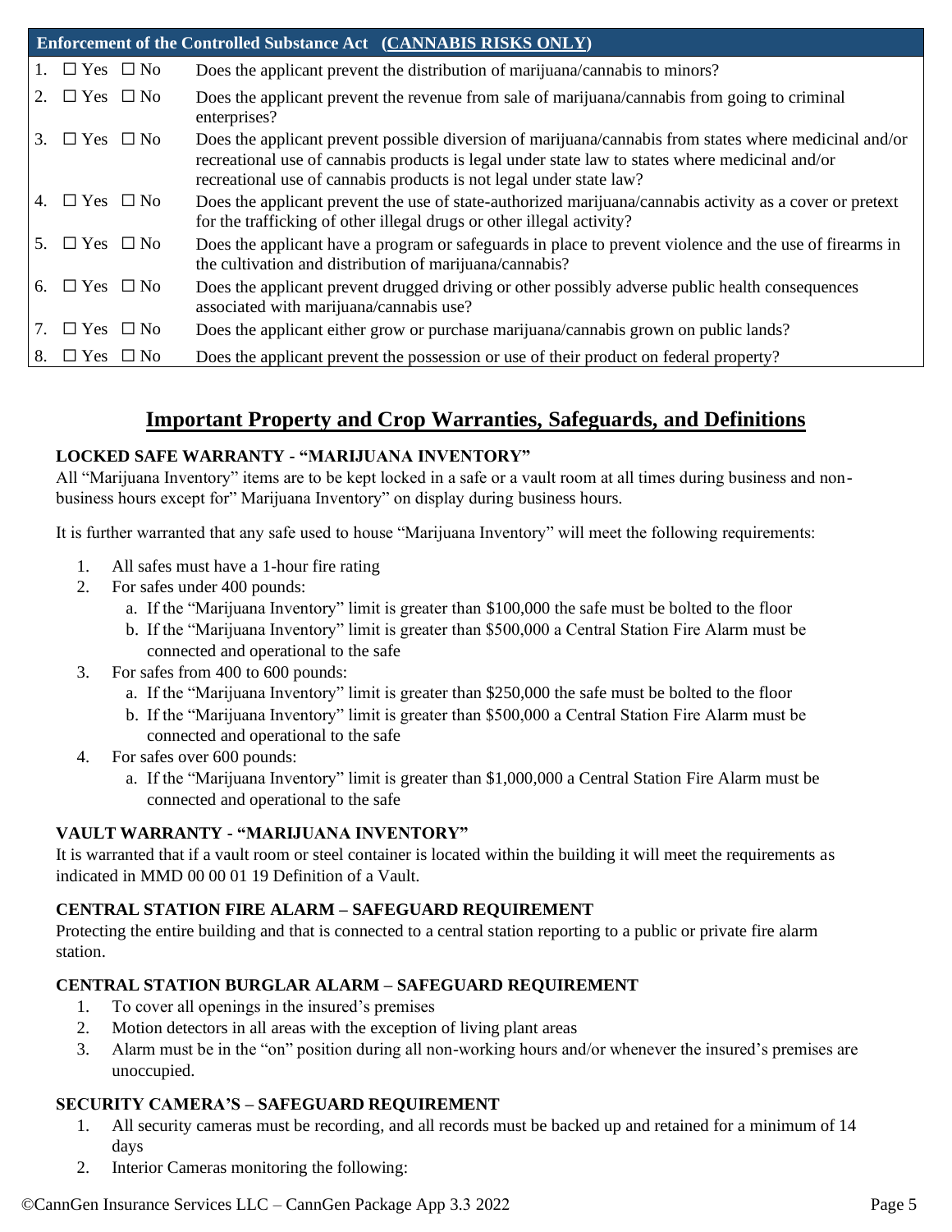| Enforcement of the Controlled Substance Act (CANNABIS RISKS ONLY) | |
|---|---|
| 1. ☐ Yes ☐ No | Does the applicant prevent the distribution of marijuana/cannabis to minors? |
| 2. ☐ Yes ☐ No | Does the applicant prevent the revenue from sale of marijuana/cannabis from going to criminal enterprises? |
| 3. ☐ Yes ☐ No | Does the applicant prevent possible diversion of marijuana/cannabis from states where medicinal and/or recreational use of cannabis products is legal under state law to states where medicinal and/or recreational use of cannabis products is not legal under state law? |
| 4. ☐ Yes ☐ No | Does the applicant prevent the use of state-authorized marijuana/cannabis activity as a cover or pretext for the trafficking of other illegal drugs or other illegal activity? |
| 5. ☐ Yes ☐ No | Does the applicant have a program or safeguards in place to prevent violence and the use of firearms in the cultivation and distribution of marijuana/cannabis? |
| 6. ☐ Yes ☐ No | Does the applicant prevent drugged driving or other possibly adverse public health consequences associated with marijuana/cannabis use? |
| 7. ☐ Yes ☐ No | Does the applicant either grow or purchase marijuana/cannabis grown on public lands? |
| 8. ☐ Yes ☐ No | Does the applicant prevent the possession or use of their product on federal property? |

## Important Property and Crop Warranties, Safeguards, and Definitions

### LOCKED SAFE WARRANTY - "MARIJUANA INVENTORY"

All "Marijuana Inventory" items are to be kept locked in a safe or a vault room at all times during business and non-business hours except for" Marijuana Inventory" on display during business hours.

It is further warranted that any safe used to house "Marijuana Inventory" will meet the following requirements:

1. All safes must have a 1-hour fire rating
2. For safes under 400 pounds:
   a. If the "Marijuana Inventory" limit is greater than $100,000 the safe must be bolted to the floor
   b. If the "Marijuana Inventory" limit is greater than $500,000 a Central Station Fire Alarm must be connected and operational to the safe
3. For safes from 400 to 600 pounds:
   a. If the "Marijuana Inventory" limit is greater than $250,000 the safe must be bolted to the floor
   b. If the "Marijuana Inventory" limit is greater than $500,000 a Central Station Fire Alarm must be connected and operational to the safe
4. For safes over 600 pounds:
   a. If the "Marijuana Inventory" limit is greater than $1,000,000 a Central Station Fire Alarm must be connected and operational to the safe

### VAULT WARRANTY - "MARIJUANA INVENTORY"

It is warranted that if a vault room or steel container is located within the building it will meet the requirements as indicated in MMD 00 00 01 19 Definition of a Vault.

### CENTRAL STATION FIRE ALARM – SAFEGUARD REQUIREMENT

Protecting the entire building and that is connected to a central station reporting to a public or private fire alarm station.

### CENTRAL STATION BURGLAR ALARM – SAFEGUARD REQUIREMENT

1. To cover all openings in the insured's premises
2. Motion detectors in all areas with the exception of living plant areas
3. Alarm must be in the "on" position during all non-working hours and/or whenever the insured's premises are unoccupied.

### SECURITY CAMERA'S – SAFEGUARD REQUIREMENT

1. All security cameras must be recording, and all records must be backed up and retained for a minimum of 14 days
2. Interior Cameras monitoring the following: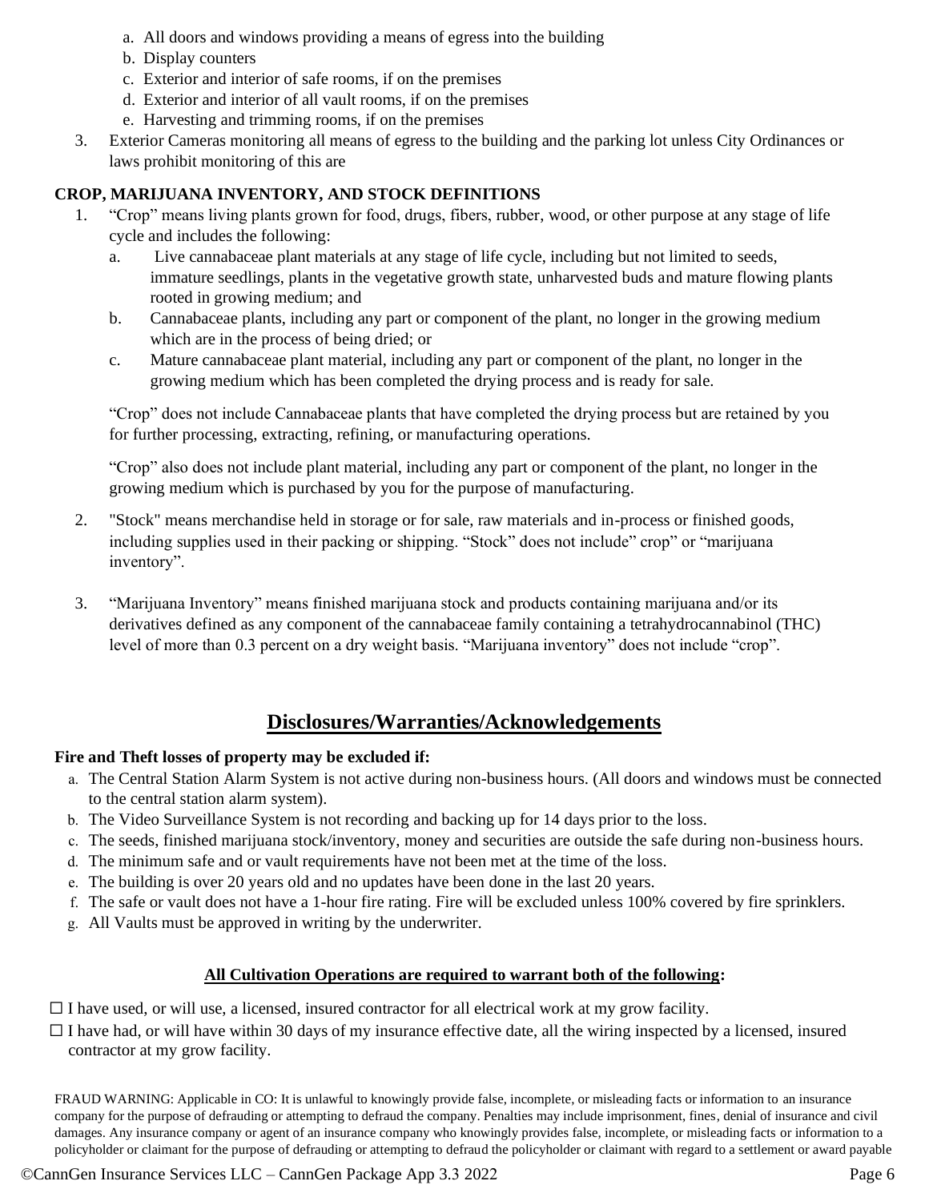a. All doors and windows providing a means of egress into the building
   b. Display counters
   c. Exterior and interior of safe rooms, if on the premises
   d. Exterior and interior of all vault rooms, if on the premises
   e. Harvesting and trimming rooms, if on the premises
3. Exterior Cameras monitoring all means of egress to the building and the parking lot unless City Ordinances or laws prohibit monitoring of this are

**CROP, MARIJUANA INVENTORY, AND STOCK DEFINITIONS**

1. "Crop" means living plants grown for food, drugs, fibers, rubber, wood, or other purpose at any stage of life cycle and includes the following:
   a. Live cannabaceae plant materials at any stage of life cycle, including but not limited to seeds, immature seedlings, plants in the vegetative growth state, unharvested buds and mature flowing plants rooted in growing medium; and
   b. Cannabaceae plants, including any part or component of the plant, no longer in the growing medium which are in the process of being dried; or
   c. Mature cannabaceae plant material, including any part or component of the plant, no longer in the growing medium which has been completed the drying process and is ready for sale.

   "Crop" does not include Cannabaceae plants that have completed the drying process but are retained by you for further processing, extracting, refining, or manufacturing operations.

   "Crop" also does not include plant material, including any part or component of the plant, no longer in the growing medium which is purchased by you for the purpose of manufacturing.

2. "Stock" means merchandise held in storage or for sale, raw materials and in-process or finished goods, including supplies used in their packing or shipping. "Stock" does not include" crop" or "marijuana inventory".

3. "Marijuana Inventory" means finished marijuana stock and products containing marijuana and/or its derivatives defined as any component of the cannabaceae family containing a tetrahydrocannabinol (THC) level of more than 0.3 percent on a dry weight basis. "Marijuana inventory" does not include "crop".

## Disclosures/Warranties/Acknowledgements

**Fire and Theft losses of property may be excluded if:**

a. The Central Station Alarm System is not active during non-business hours. (All doors and windows must be connected to the central station alarm system).
b. The Video Surveillance System is not recording and backing up for 14 days prior to the loss.
c. The seeds, finished marijuana stock/inventory, money and securities are outside the safe during non-business hours.
d. The minimum safe and or vault requirements have not been met at the time of the loss.
e. The building is over 20 years old and no updates have been done in the last 20 years.
f. The safe or vault does not have a 1-hour fire rating. Fire will be excluded unless 100% covered by fire sprinklers.
g. All Vaults must be approved in writing by the underwriter.

**All Cultivation Operations are required to warrant both of the following:**

☐ I have used, or will use, a licensed, insured contractor for all electrical work at my grow facility.

☐ I have had, or will have within 30 days of my insurance effective date, all the wiring inspected by a licensed, insured contractor at my grow facility.

FRAUD WARNING: Applicable in CO: It is unlawful to knowingly provide false, incomplete, or misleading facts or information to an insurance company for the purpose of defrauding or attempting to defraud the company. Penalties may include imprisonment, fines, denial of insurance and civil damages. Any insurance company or agent of an insurance company who knowingly provides false, incomplete, or misleading facts or information to a policyholder or claimant for the purpose of defrauding or attempting to defraud the policyholder or claimant with regard to a settlement or award payable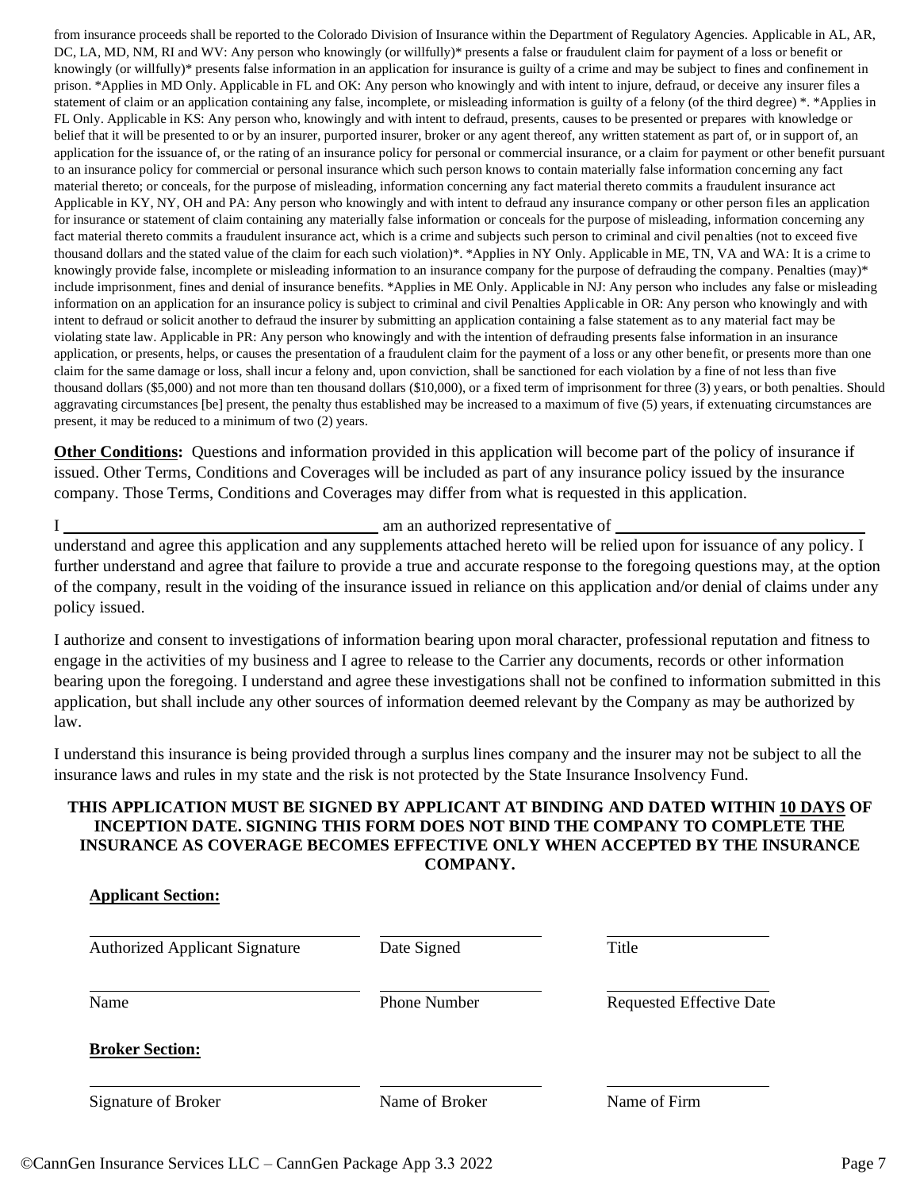from insurance proceeds shall be reported to the Colorado Division of Insurance within the Department of Regulatory Agencies. Applicable in AL, AR, DC, LA, MD, NM, RI and WV: Any person who knowingly (or willfully)* presents a false or fraudulent claim for payment of a loss or benefit or knowingly (or willfully)* presents false information in an application for insurance is guilty of a crime and may be subject to fines and confinement in prison. *Applies in MD Only. Applicable in FL and OK: Any person who knowingly and with intent to injure, defraud, or deceive any insurer files a statement of claim or an application containing any false, incomplete, or misleading information is guilty of a felony (of the third degree) *. *Applies in FL Only. Applicable in KS: Any person who, knowingly and with intent to defraud, presents, causes to be presented or prepares with knowledge or belief that it will be presented to or by an insurer, purported insurer, broker or any agent thereof, any written statement as part of, or in support of, an application for the issuance of, or the rating of an insurance policy for personal or commercial insurance, or a claim for payment or other benefit pursuant to an insurance policy for commercial or personal insurance which such person knows to contain materially false information concerning any fact material thereto; or conceals, for the purpose of misleading, information concerning any fact material thereto commits a fraudulent insurance act Applicable in KY, NY, OH and PA: Any person who knowingly and with intent to defraud any insurance company or other person files an application for insurance or statement of claim containing any materially false information or conceals for the purpose of misleading, information concerning any fact material thereto commits a fraudulent insurance act, which is a crime and subjects such person to criminal and civil penalties (not to exceed five thousand dollars and the stated value of the claim for each such violation)*. *Applies in NY Only. Applicable in ME, TN, VA and WA: It is a crime to knowingly provide false, incomplete or misleading information to an insurance company for the purpose of defrauding the company. Penalties (may)* include imprisonment, fines and denial of insurance benefits. *Applies in ME Only. Applicable in NJ: Any person who includes any false or misleading information on an application for an insurance policy is subject to criminal and civil Penalties Applicable in OR: Any person who knowingly and with intent to defraud or solicit another to defraud the insurer by submitting an application containing a false statement as to any material fact may be violating state law. Applicable in PR: Any person who knowingly and with the intention of defrauding presents false information in an insurance application, or presents, helps, or causes the presentation of a fraudulent claim for the payment of a loss or any other benefit, or presents more than one claim for the same damage or loss, shall incur a felony and, upon conviction, shall be sanctioned for each violation by a fine of not less than five thousand dollars ($5,000) and not more than ten thousand dollars ($10,000), or a fixed term of imprisonment for three (3) years, or both penalties. Should aggravating circumstances [be] present, the penalty thus established may be increased to a maximum of five (5) years, if extenuating circumstances are present, it may be reduced to a minimum of two (2) years.

**Other Conditions:** Questions and information provided in this application will become part of the policy of insurance if issued. Other Terms, Conditions and Coverages will be included as part of any insurance policy issued by the insurance company. Those Terms, Conditions and Coverages may differ from what is requested in this application.

I ______________________________ am an authorized representative of ______________________________ understand and agree this application and any supplements attached hereto will be relied upon for issuance of any policy. I further understand and agree that failure to provide a true and accurate response to the foregoing questions may, at the option of the company, result in the voiding of the insurance issued in reliance on this application and/or denial of claims under any policy issued.

I authorize and consent to investigations of information bearing upon moral character, professional reputation and fitness to engage in the activities of my business and I agree to release to the Carrier any documents, records or other information bearing upon the foregoing. I understand and agree these investigations shall not be confined to information submitted in this application, but shall include any other sources of information deemed relevant by the Company as may be authorized by law.

I understand this insurance is being provided through a surplus lines company and the insurer may not be subject to all the insurance laws and rules in my state and the risk is not protected by the State Insurance Insolvency Fund.

**THIS APPLICATION MUST BE SIGNED BY APPLICANT AT BINDING AND DATED WITHIN 10 DAYS OF INCEPTION DATE. SIGNING THIS FORM DOES NOT BIND THE COMPANY TO COMPLETE THE INSURANCE AS COVERAGE BECOMES EFFECTIVE ONLY WHEN ACCEPTED BY THE INSURANCE COMPANY.**

**Applicant Section:**

| ______________________________ | ______________________________ | ______________________________ |
|---|---|---|
| Authorized Applicant Signature | Date Signed | Title |
| ______________________________ | ______________________________ | ______________________________ |
| Name | Phone Number | Requested Effective Date |

**Broker Section:**

| ______________________________ | ______________________________ | ______________________________ |
|---|---|---|
| Signature of Broker | Name of Broker | Name of Firm |

©CannGen Insurance Services LLC – CannGen Package App 3.3 2022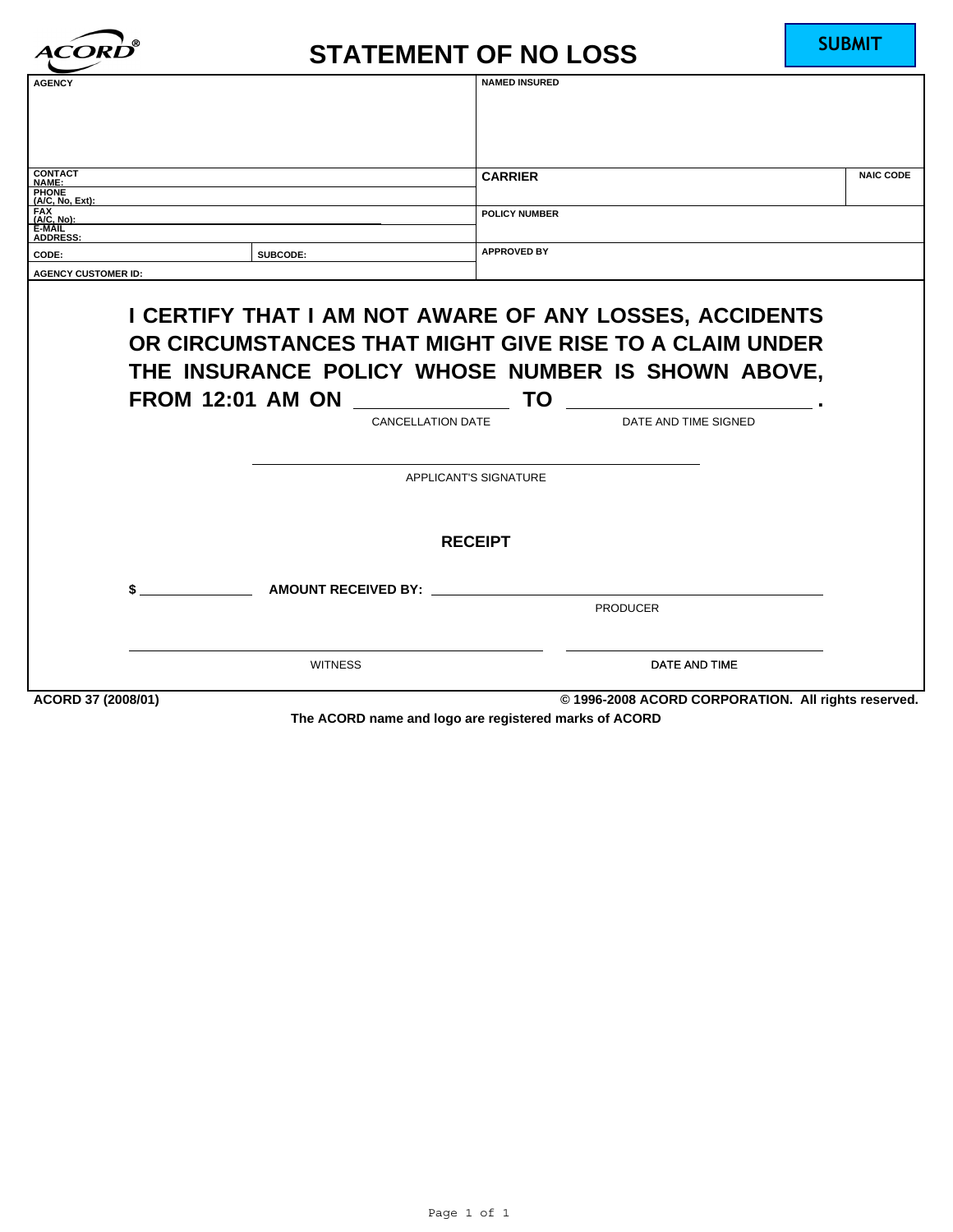ACORD®

# STATEMENT OF NO LOSS

SUBMIT

| | | | |
|---|---|---|---|
| AGENCY | | NAMED INSURED | |
| CONTACT NAME: | | CARRIER | NAIC CODE |
| PHONE (A/C, No, Ext): | | | |
| FAX (A/C, No): | | POLICY NUMBER | |
| E-MAIL ADDRESS: | | | |
| CODE: | SUBCODE: | APPROVED BY | |
| AGENCY CUSTOMER ID: | | | |

**I CERTIFY THAT I AM NOT AWARE OF ANY LOSSES, ACCIDENTS OR CIRCUMSTANCES THAT MIGHT GIVE RISE TO A CLAIM UNDER THE INSURANCE POLICY WHOSE NUMBER IS SHOWN ABOVE, FROM 12:01 AM ON \_\_\_\_\_\_\_\_\_\_\_\_ TO \_\_\_\_\_\_\_\_\_\_\_\_\_\_\_\_ .**

CANCELLATION DATE    DATE AND TIME SIGNED

\_\_\_\_\_\_\_\_\_\_\_\_\_\_\_\_\_\_\_\_\_\_\_\_\_\_\_\_\_\_\_\_

APPLICANT'S SIGNATURE

## RECEIPT

**$** \_\_\_\_\_\_\_\_\_\_ **AMOUNT RECEIVED BY:** \_\_\_\_\_\_\_\_\_\_\_\_\_\_\_\_\_\_\_\_\_\_\_\_

PRODUCER

\_\_\_\_\_\_\_\_\_\_\_\_\_\_\_\_\_\_\_\_\_\_\_\_    \_\_\_\_\_\_\_\_\_\_\_\_\_\_\_\_\_\_\_\_

WITNESS    DATE AND TIME

**ACORD 37 (2008/01)**    **© 1996-2008 ACORD CORPORATION. All rights reserved.**

**The ACORD name and logo are registered marks of ACORD**